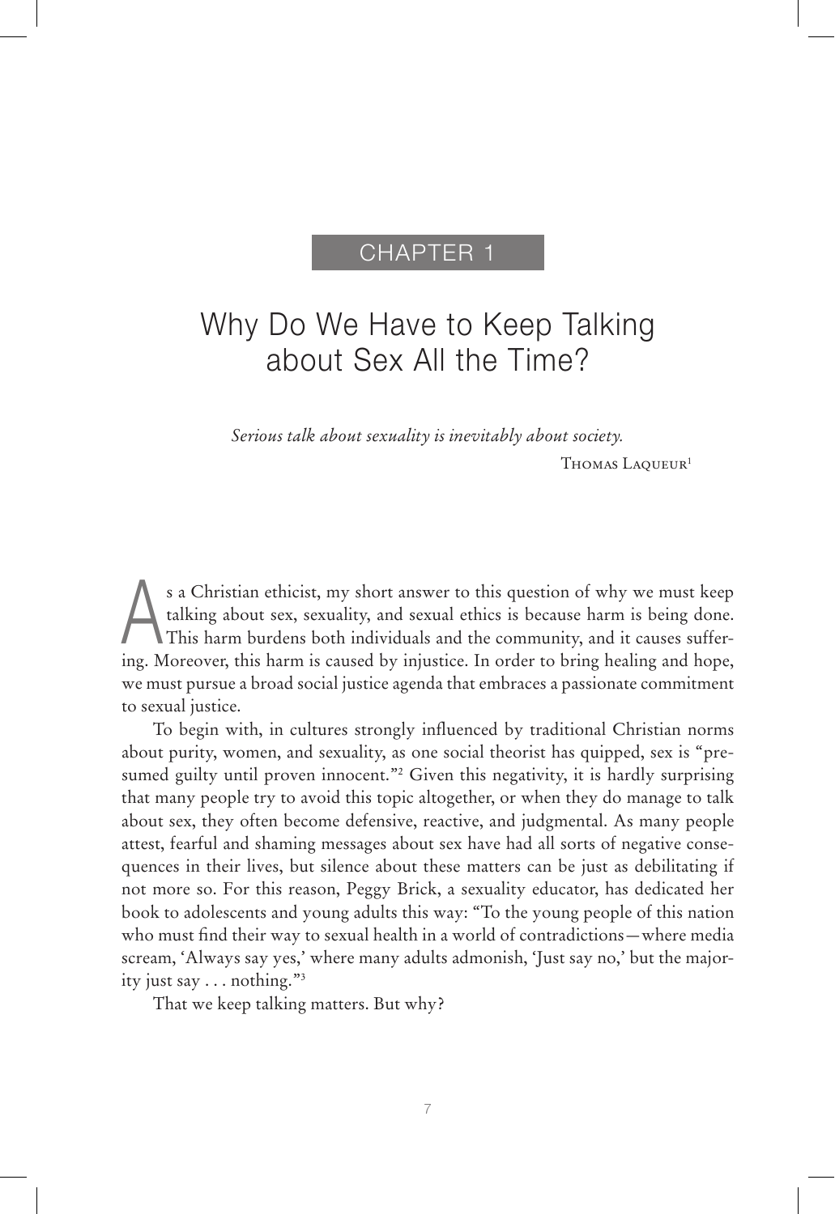CHAPTER 1

# Why Do We Have to Keep Talking about Sex All the Time?

*Serious talk about sexuality is inevitably about society.*

Thomas Laqueur[1]

As a Christian ethicist, my short answer to this question of why we must keep talking about sex, sexuality, and sexual ethics is because harm is being done. This harm burdens both individuals and the community, and it causes suffering. Moreover, this harm is caused by injustice. In order to bring healing and hope, we must pursue a broad social justice agenda that embraces a passionate commitment to sexual justice.

To begin with, in cultures strongly influenced by traditional Christian norms about purity, women, and sexuality, as one social theorist has quipped, sex is "presumed guilty until proven innocent."[2] Given this negativity, it is hardly surprising that many people try to avoid this topic altogether, or when they do manage to talk about sex, they often become defensive, reactive, and judgmental. As many people attest, fearful and shaming messages about sex have had all sorts of negative consequences in their lives, but silence about these matters can be just as debilitating if not more so. For this reason, Peggy Brick, a sexuality educator, has dedicated her book to adolescents and young adults this way: "To the young people of this nation who must find their way to sexual health in a world of contradictions—where media scream, 'Always say yes,' where many adults admonish, 'Just say no,' but the majority just say . . . nothing."[3]

That we keep talking matters. But why?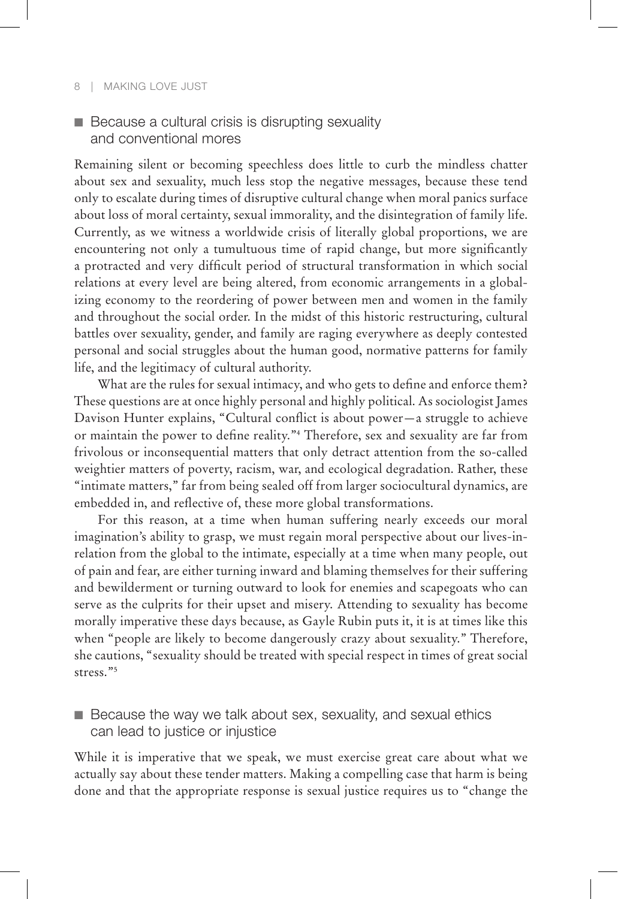## ■ Because a cultural crisis is disrupting sexuality and conventional mores

Remaining silent or becoming speechless does little to curb the mindless chatter about sex and sexuality, much less stop the negative messages, because these tend only to escalate during times of disruptive cultural change when moral panics surface about loss of moral certainty, sexual immorality, and the disintegration of family life. Currently, as we witness a worldwide crisis of literally global proportions, we are encountering not only a tumultuous time of rapid change, but more significantly a protracted and very difficult period of structural transformation in which social relations at every level are being altered, from economic arrangements in a globalizing economy to the reordering of power between men and women in the family and throughout the social order. In the midst of this historic restructuring, cultural battles over sexuality, gender, and family are raging everywhere as deeply contested personal and social struggles about the human good, normative patterns for family life, and the legitimacy of cultural authority.

What are the rules for sexual intimacy, and who gets to define and enforce them? These questions are at once highly personal and highly political. As sociologist James Davison Hunter explains, "Cultural conflict is about power—a struggle to achieve or maintain the power to define reality."[4] Therefore, sex and sexuality are far from frivolous or inconsequential matters that only detract attention from the so-called weightier matters of poverty, racism, war, and ecological degradation. Rather, these "intimate matters," far from being sealed off from larger sociocultural dynamics, are embedded in, and reflective of, these more global transformations.

For this reason, at a time when human suffering nearly exceeds our moral imagination's ability to grasp, we must regain moral perspective about our lives-in-relation from the global to the intimate, especially at a time when many people, out of pain and fear, are either turning inward and blaming themselves for their suffering and bewilderment or turning outward to look for enemies and scapegoats who can serve as the culprits for their upset and misery. Attending to sexuality has become morally imperative these days because, as Gayle Rubin puts it, it is at times like this when "people are likely to become dangerously crazy about sexuality." Therefore, she cautions, "sexuality should be treated with special respect in times of great social stress."[5]

## ■ Because the way we talk about sex, sexuality, and sexual ethics can lead to justice or injustice

While it is imperative that we speak, we must exercise great care about what we actually say about these tender matters. Making a compelling case that harm is being done and that the appropriate response is sexual justice requires us to "change the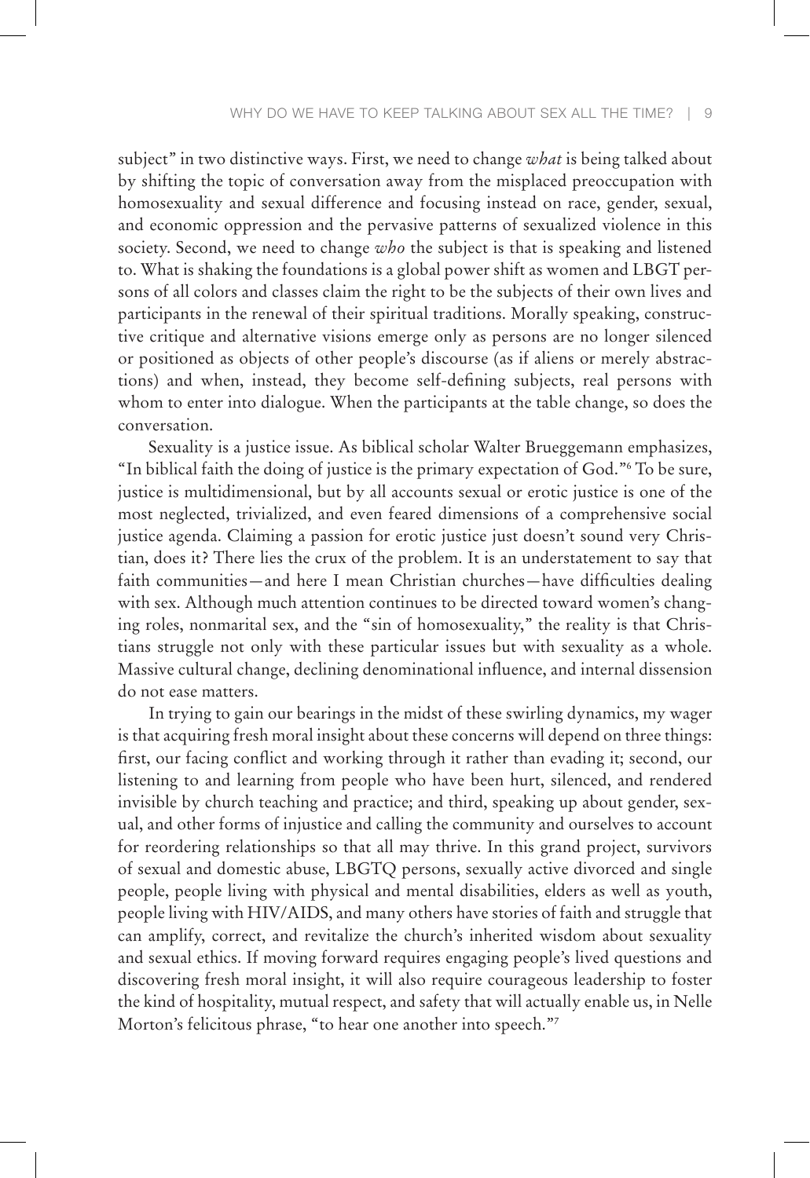subject" in two distinctive ways. First, we need to change *what* is being talked about by shifting the topic of conversation away from the misplaced preoccupation with homosexuality and sexual difference and focusing instead on race, gender, sexual, and economic oppression and the pervasive patterns of sexualized violence in this society. Second, we need to change *who* the subject is that is speaking and listened to. What is shaking the foundations is a global power shift as women and LBGT persons of all colors and classes claim the right to be the subjects of their own lives and participants in the renewal of their spiritual traditions. Morally speaking, constructive critique and alternative visions emerge only as persons are no longer silenced or positioned as objects of other people's discourse (as if aliens or merely abstractions) and when, instead, they become self-defining subjects, real persons with whom to enter into dialogue. When the participants at the table change, so does the conversation.

Sexuality is a justice issue. As biblical scholar Walter Brueggemann emphasizes, "In biblical faith the doing of justice is the primary expectation of God."[6] To be sure, justice is multidimensional, but by all accounts sexual or erotic justice is one of the most neglected, trivialized, and even feared dimensions of a comprehensive social justice agenda. Claiming a passion for erotic justice just doesn't sound very Christian, does it? There lies the crux of the problem. It is an understatement to say that faith communities—and here I mean Christian churches—have difficulties dealing with sex. Although much attention continues to be directed toward women's changing roles, nonmarital sex, and the "sin of homosexuality," the reality is that Christians struggle not only with these particular issues but with sexuality as a whole. Massive cultural change, declining denominational influence, and internal dissension do not ease matters.

In trying to gain our bearings in the midst of these swirling dynamics, my wager is that acquiring fresh moral insight about these concerns will depend on three things: first, our facing conflict and working through it rather than evading it; second, our listening to and learning from people who have been hurt, silenced, and rendered invisible by church teaching and practice; and third, speaking up about gender, sexual, and other forms of injustice and calling the community and ourselves to account for reordering relationships so that all may thrive. In this grand project, survivors of sexual and domestic abuse, LBGTQ persons, sexually active divorced and single people, people living with physical and mental disabilities, elders as well as youth, people living with HIV/AIDS, and many others have stories of faith and struggle that can amplify, correct, and revitalize the church's inherited wisdom about sexuality and sexual ethics. If moving forward requires engaging people's lived questions and discovering fresh moral insight, it will also require courageous leadership to foster the kind of hospitality, mutual respect, and safety that will actually enable us, in Nelle Morton's felicitous phrase, "to hear one another into speech."[7]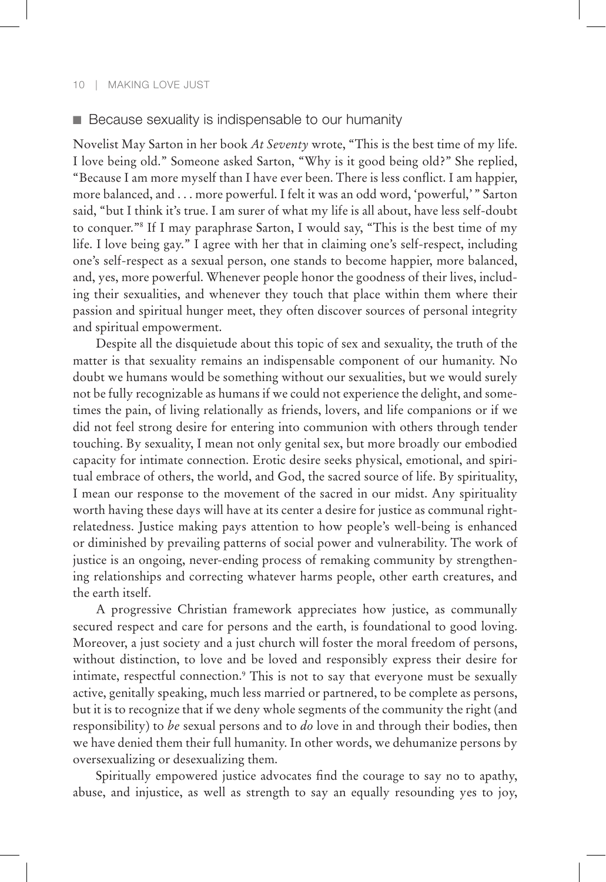## ■ Because sexuality is indispensable to our humanity

Novelist May Sarton in her book *At Seventy* wrote, "This is the best time of my life. I love being old." Someone asked Sarton, "Why is it good being old?" She replied, "Because I am more myself than I have ever been. There is less conflict. I am happier, more balanced, and . . . more powerful. I felt it was an odd word, 'powerful,'" Sarton said, "but I think it's true. I am surer of what my life is all about, have less self-doubt to conquer."[8] If I may paraphrase Sarton, I would say, "This is the best time of my life. I love being gay." I agree with her that in claiming one's self-respect, including one's self-respect as a sexual person, one stands to become happier, more balanced, and, yes, more powerful. Whenever people honor the goodness of their lives, including their sexualities, and whenever they touch that place within them where their passion and spiritual hunger meet, they often discover sources of personal integrity and spiritual empowerment.

Despite all the disquietude about this topic of sex and sexuality, the truth of the matter is that sexuality remains an indispensable component of our humanity. No doubt we humans would be something without our sexualities, but we would surely not be fully recognizable as humans if we could not experience the delight, and sometimes the pain, of living relationally as friends, lovers, and life companions or if we did not feel strong desire for entering into communion with others through tender touching. By sexuality, I mean not only genital sex, but more broadly our embodied capacity for intimate connection. Erotic desire seeks physical, emotional, and spiritual embrace of others, the world, and God, the sacred source of life. By spirituality, I mean our response to the movement of the sacred in our midst. Any spirituality worth having these days will have at its center a desire for justice as communal right-relatedness. Justice making pays attention to how people's well-being is enhanced or diminished by prevailing patterns of social power and vulnerability. The work of justice is an ongoing, never-ending process of remaking community by strengthening relationships and correcting whatever harms people, other earth creatures, and the earth itself.

A progressive Christian framework appreciates how justice, as communally secured respect and care for persons and the earth, is foundational to good loving. Moreover, a just society and a just church will foster the moral freedom of persons, without distinction, to love and be loved and responsibly express their desire for intimate, respectful connection.[9] This is not to say that everyone must be sexually active, genitally speaking, much less married or partnered, to be complete as persons, but it is to recognize that if we deny whole segments of the community the right (and responsibility) to *be* sexual persons and to *do* love in and through their bodies, then we have denied them their full humanity. In other words, we dehumanize persons by oversexualizing or desexualizing them.

Spiritually empowered justice advocates find the courage to say no to apathy, abuse, and injustice, as well as strength to say an equally resounding yes to joy,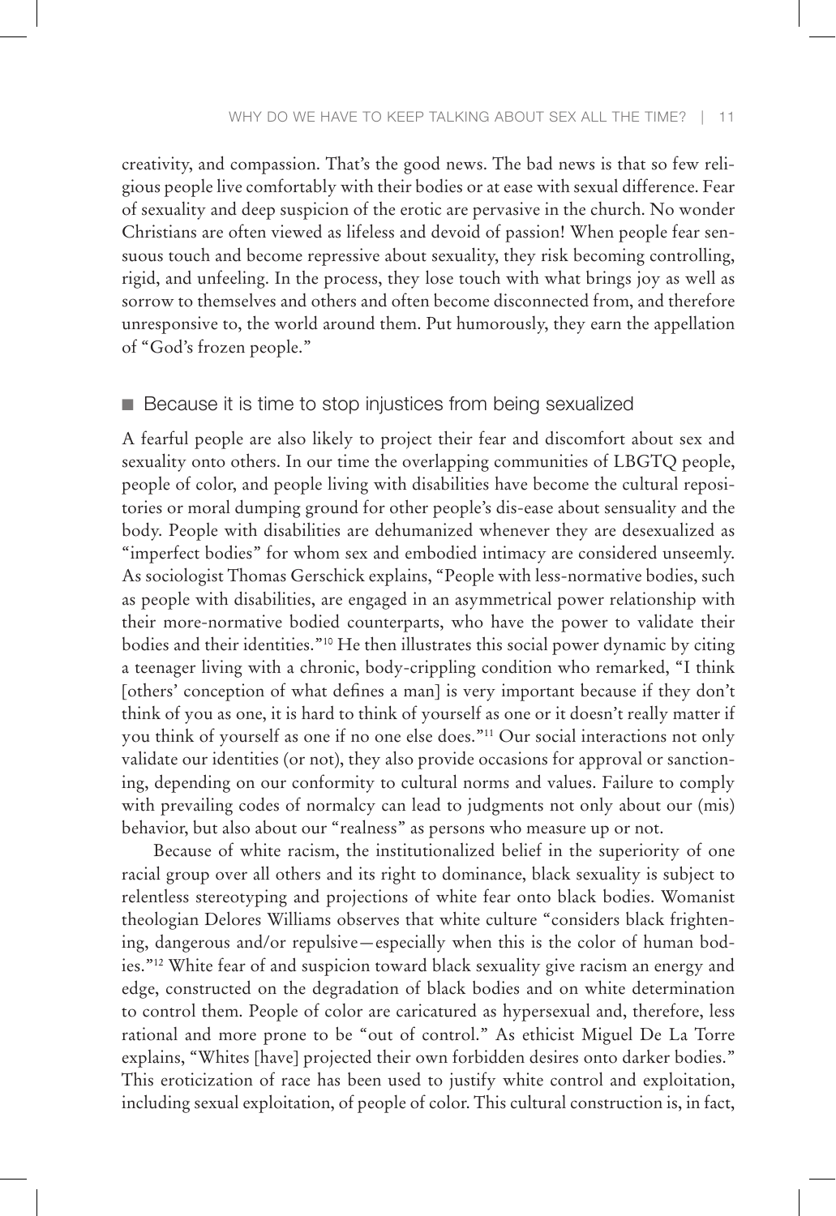creativity, and compassion. That's the good news. The bad news is that so few religious people live comfortably with their bodies or at ease with sexual difference. Fear of sexuality and deep suspicion of the erotic are pervasive in the church. No wonder Christians are often viewed as lifeless and devoid of passion! When people fear sensuous touch and become repressive about sexuality, they risk becoming controlling, rigid, and unfeeling. In the process, they lose touch with what brings joy as well as sorrow to themselves and others and often become disconnected from, and therefore unresponsive to, the world around them. Put humorously, they earn the appellation of "God's frozen people."

## ■ Because it is time to stop injustices from being sexualized

A fearful people are also likely to project their fear and discomfort about sex and sexuality onto others. In our time the overlapping communities of LBGTQ people, people of color, and people living with disabilities have become the cultural repositories or moral dumping ground for other people's dis-ease about sensuality and the body. People with disabilities are dehumanized whenever they are desexualized as "imperfect bodies" for whom sex and embodied intimacy are considered unseemly. As sociologist Thomas Gerschick explains, "People with less-normative bodies, such as people with disabilities, are engaged in an asymmetrical power relationship with their more-normative bodied counterparts, who have the power to validate their bodies and their identities."[10] He then illustrates this social power dynamic by citing a teenager living with a chronic, body-crippling condition who remarked, "I think [others' conception of what defines a man] is very important because if they don't think of you as one, it is hard to think of yourself as one or it doesn't really matter if you think of yourself as one if no one else does."[11] Our social interactions not only validate our identities (or not), they also provide occasions for approval or sanctioning, depending on our conformity to cultural norms and values. Failure to comply with prevailing codes of normalcy can lead to judgments not only about our (mis) behavior, but also about our "realness" as persons who measure up or not.

Because of white racism, the institutionalized belief in the superiority of one racial group over all others and its right to dominance, black sexuality is subject to relentless stereotyping and projections of white fear onto black bodies. Womanist theologian Delores Williams observes that white culture "considers black frightening, dangerous and/or repulsive—especially when this is the color of human bodies."[12] White fear of and suspicion toward black sexuality give racism an energy and edge, constructed on the degradation of black bodies and on white determination to control them. People of color are caricatured as hypersexual and, therefore, less rational and more prone to be "out of control." As ethicist Miguel De La Torre explains, "Whites [have] projected their own forbidden desires onto darker bodies." This eroticization of race has been used to justify white control and exploitation, including sexual exploitation, of people of color. This cultural construction is, in fact,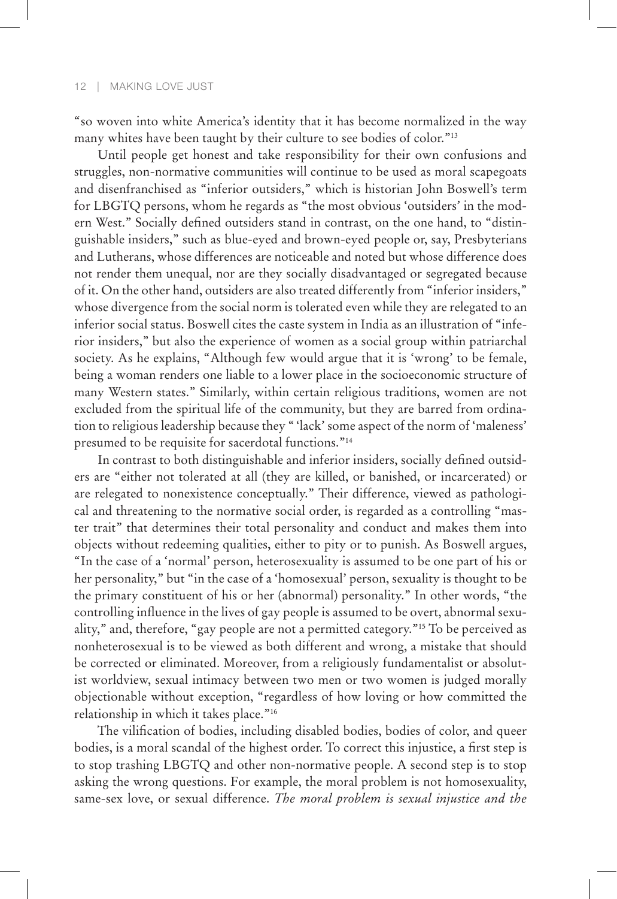"so woven into white America's identity that it has become normalized in the way many whites have been taught by their culture to see bodies of color."[13]

Until people get honest and take responsibility for their own confusions and struggles, non-normative communities will continue to be used as moral scapegoats and disenfranchised as "inferior outsiders," which is historian John Boswell's term for LBGTQ persons, whom he regards as "the most obvious 'outsiders' in the modern West." Socially defined outsiders stand in contrast, on the one hand, to "distinguishable insiders," such as blue-eyed and brown-eyed people or, say, Presbyterians and Lutherans, whose differences are noticeable and noted but whose difference does not render them unequal, nor are they socially disadvantaged or segregated because of it. On the other hand, outsiders are also treated differently from "inferior insiders," whose divergence from the social norm is tolerated even while they are relegated to an inferior social status. Boswell cites the caste system in India as an illustration of "inferior insiders," but also the experience of women as a social group within patriarchal society. As he explains, "Although few would argue that it is 'wrong' to be female, being a woman renders one liable to a lower place in the socioeconomic structure of many Western states." Similarly, within certain religious traditions, women are not excluded from the spiritual life of the community, but they are barred from ordination to religious leadership because they " 'lack' some aspect of the norm of 'maleness' presumed to be requisite for sacerdotal functions."[14]

In contrast to both distinguishable and inferior insiders, socially defined outsiders are "either not tolerated at all (they are killed, or banished, or incarcerated) or are relegated to nonexistence conceptually." Their difference, viewed as pathological and threatening to the normative social order, is regarded as a controlling "master trait" that determines their total personality and conduct and makes them into objects without redeeming qualities, either to pity or to punish. As Boswell argues, "In the case of a 'normal' person, heterosexuality is assumed to be one part of his or her personality," but "in the case of a 'homosexual' person, sexuality is thought to be the primary constituent of his or her (abnormal) personality." In other words, "the controlling influence in the lives of gay people is assumed to be overt, abnormal sexuality," and, therefore, "gay people are not a permitted category."[15] To be perceived as nonheterosexual is to be viewed as both different and wrong, a mistake that should be corrected or eliminated. Moreover, from a religiously fundamentalist or absolutist worldview, sexual intimacy between two men or two women is judged morally objectionable without exception, "regardless of how loving or how committed the relationship in which it takes place."[16]

The vilification of bodies, including disabled bodies, bodies of color, and queer bodies, is a moral scandal of the highest order. To correct this injustice, a first step is to stop trashing LBGTQ and other non-normative people. A second step is to stop asking the wrong questions. For example, the moral problem is not homosexuality, same-sex love, or sexual difference. *The moral problem is sexual injustice and the*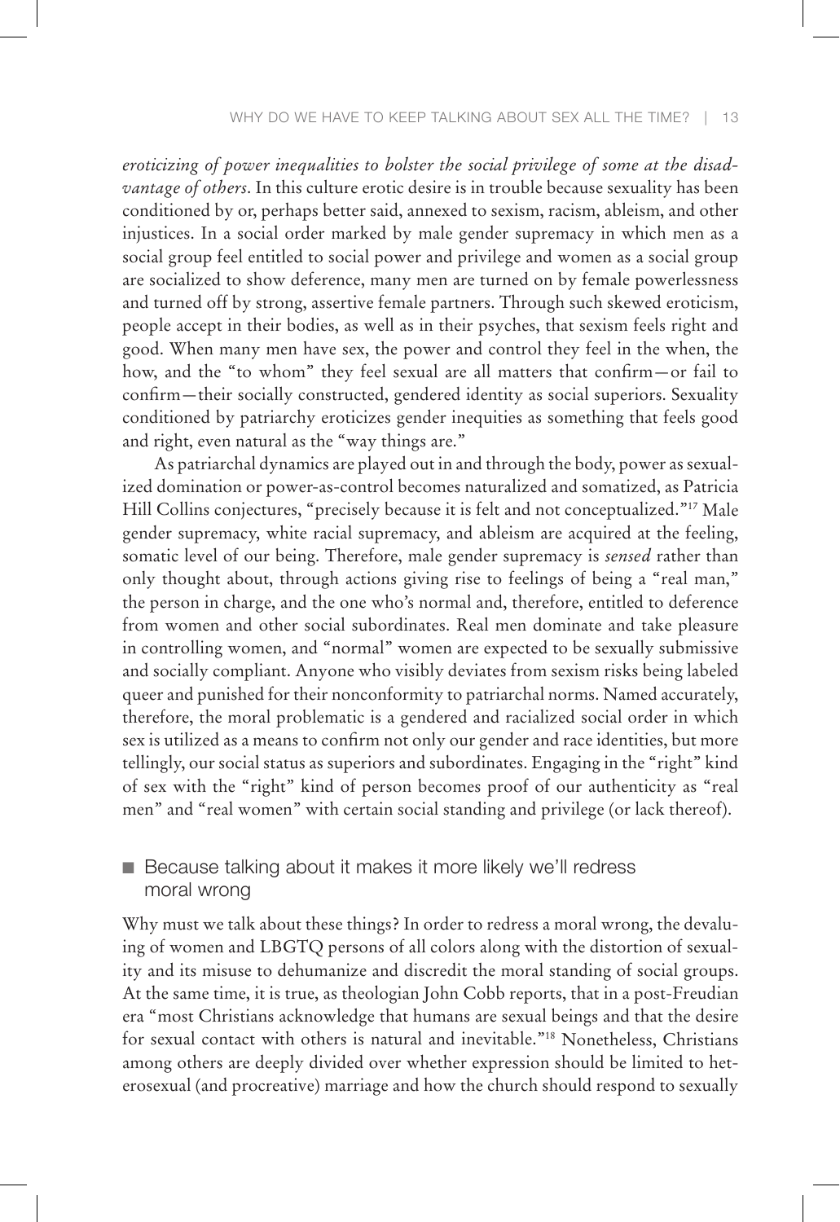*eroticizing of power inequalities to bolster the social privilege of some at the disadvantage of others*. In this culture erotic desire is in trouble because sexuality has been conditioned by or, perhaps better said, annexed to sexism, racism, ableism, and other injustices. In a social order marked by male gender supremacy in which men as a social group feel entitled to social power and privilege and women as a social group are socialized to show deference, many men are turned on by female powerlessness and turned off by strong, assertive female partners. Through such skewed eroticism, people accept in their bodies, as well as in their psyches, that sexism feels right and good. When many men have sex, the power and control they feel in the when, the how, and the "to whom" they feel sexual are all matters that confirm—or fail to confirm—their socially constructed, gendered identity as social superiors. Sexuality conditioned by patriarchy eroticizes gender inequities as something that feels good and right, even natural as the "way things are."

As patriarchal dynamics are played out in and through the body, power as sexualized domination or power-as-control becomes naturalized and somatized, as Patricia Hill Collins conjectures, "precisely because it is felt and not conceptualized."[17] Male gender supremacy, white racial supremacy, and ableism are acquired at the feeling, somatic level of our being. Therefore, male gender supremacy is *sensed* rather than only thought about, through actions giving rise to feelings of being a "real man," the person in charge, and the one who's normal and, therefore, entitled to deference from women and other social subordinates. Real men dominate and take pleasure in controlling women, and "normal" women are expected to be sexually submissive and socially compliant. Anyone who visibly deviates from sexism risks being labeled queer and punished for their nonconformity to patriarchal norms. Named accurately, therefore, the moral problematic is a gendered and racialized social order in which sex is utilized as a means to confirm not only our gender and race identities, but more tellingly, our social status as superiors and subordinates. Engaging in the "right" kind of sex with the "right" kind of person becomes proof of our authenticity as "real men" and "real women" with certain social standing and privilege (or lack thereof).

### ■ Because talking about it makes it more likely we'll redress moral wrong

Why must we talk about these things? In order to redress a moral wrong, the devaluing of women and LBGTQ persons of all colors along with the distortion of sexuality and its misuse to dehumanize and discredit the moral standing of social groups. At the same time, it is true, as theologian John Cobb reports, that in a post-Freudian era "most Christians acknowledge that humans are sexual beings and that the desire for sexual contact with others is natural and inevitable."[18] Nonetheless, Christians among others are deeply divided over whether expression should be limited to heterosexual (and procreative) marriage and how the church should respond to sexually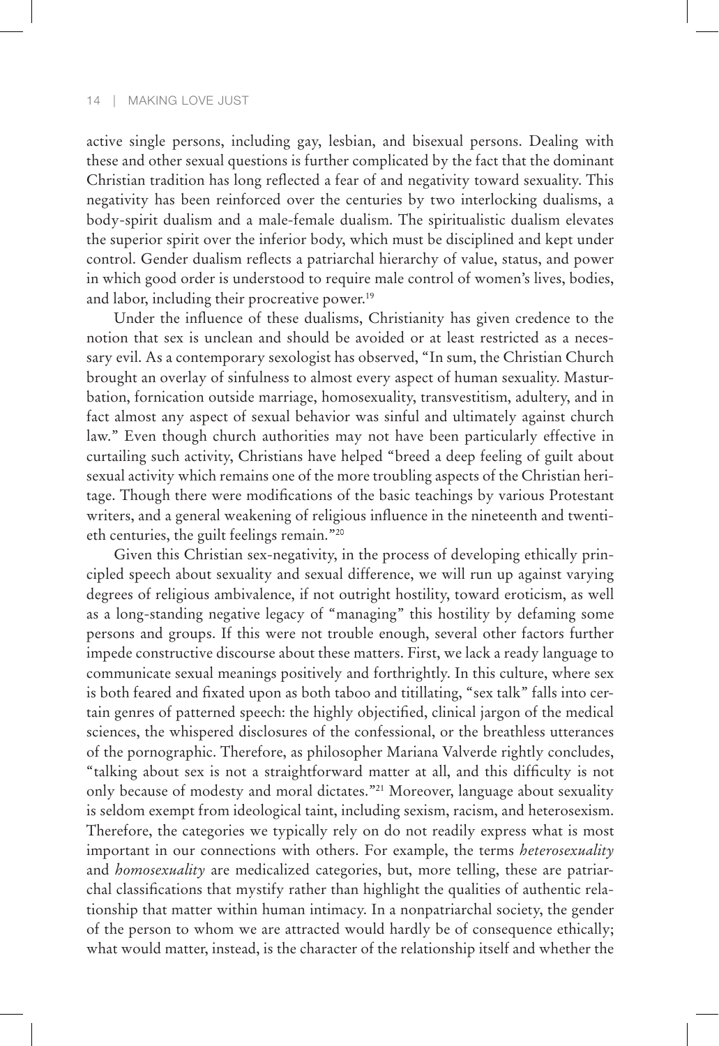active single persons, including gay, lesbian, and bisexual persons. Dealing with these and other sexual questions is further complicated by the fact that the dominant Christian tradition has long reflected a fear of and negativity toward sexuality. This negativity has been reinforced over the centuries by two interlocking dualisms, a body-spirit dualism and a male-female dualism. The spiritualistic dualism elevates the superior spirit over the inferior body, which must be disciplined and kept under control. Gender dualism reflects a patriarchal hierarchy of value, status, and power in which good order is understood to require male control of women's lives, bodies, and labor, including their procreative power.[19]

Under the influence of these dualisms, Christianity has given credence to the notion that sex is unclean and should be avoided or at least restricted as a necessary evil. As a contemporary sexologist has observed, "In sum, the Christian Church brought an overlay of sinfulness to almost every aspect of human sexuality. Masturbation, fornication outside marriage, homosexuality, transvestitism, adultery, and in fact almost any aspect of sexual behavior was sinful and ultimately against church law." Even though church authorities may not have been particularly effective in curtailing such activity, Christians have helped "breed a deep feeling of guilt about sexual activity which remains one of the more troubling aspects of the Christian heritage. Though there were modifications of the basic teachings by various Protestant writers, and a general weakening of religious influence in the nineteenth and twentieth centuries, the guilt feelings remain."[20]

Given this Christian sex-negativity, in the process of developing ethically principled speech about sexuality and sexual difference, we will run up against varying degrees of religious ambivalence, if not outright hostility, toward eroticism, as well as a long-standing negative legacy of "managing" this hostility by defaming some persons and groups. If this were not trouble enough, several other factors further impede constructive discourse about these matters. First, we lack a ready language to communicate sexual meanings positively and forthrightly. In this culture, where sex is both feared and fixated upon as both taboo and titillating, "sex talk" falls into certain genres of patterned speech: the highly objectified, clinical jargon of the medical sciences, the whispered disclosures of the confessional, or the breathless utterances of the pornographic. Therefore, as philosopher Mariana Valverde rightly concludes, "talking about sex is not a straightforward matter at all, and this difficulty is not only because of modesty and moral dictates."[21] Moreover, language about sexuality is seldom exempt from ideological taint, including sexism, racism, and heterosexism. Therefore, the categories we typically rely on do not readily express what is most important in our connections with others. For example, the terms *heterosexuality* and *homosexuality* are medicalized categories, but, more telling, these are patriarchal classifications that mystify rather than highlight the qualities of authentic relationship that matter within human intimacy. In a nonpatriarchal society, the gender of the person to whom we are attracted would hardly be of consequence ethically; what would matter, instead, is the character of the relationship itself and whether the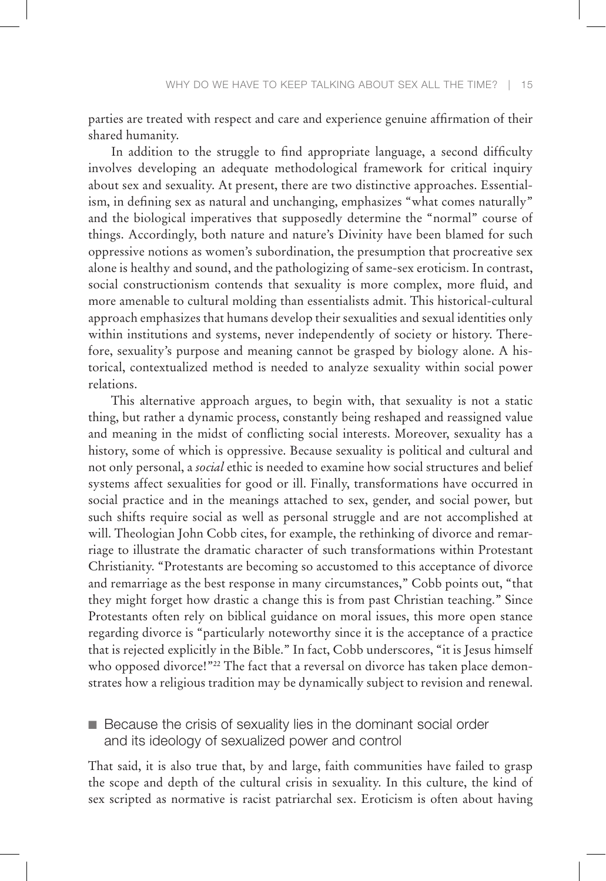parties are treated with respect and care and experience genuine affirmation of their shared humanity.

In addition to the struggle to find appropriate language, a second difficulty involves developing an adequate methodological framework for critical inquiry about sex and sexuality. At present, there are two distinctive approaches. Essentialism, in defining sex as natural and unchanging, emphasizes "what comes naturally" and the biological imperatives that supposedly determine the "normal" course of things. Accordingly, both nature and nature's Divinity have been blamed for such oppressive notions as women's subordination, the presumption that procreative sex alone is healthy and sound, and the pathologizing of same-sex eroticism. In contrast, social constructionism contends that sexuality is more complex, more fluid, and more amenable to cultural molding than essentialists admit. This historical-cultural approach emphasizes that humans develop their sexualities and sexual identities only within institutions and systems, never independently of society or history. Therefore, sexuality's purpose and meaning cannot be grasped by biology alone. A historical, contextualized method is needed to analyze sexuality within social power relations.

This alternative approach argues, to begin with, that sexuality is not a static thing, but rather a dynamic process, constantly being reshaped and reassigned value and meaning in the midst of conflicting social interests. Moreover, sexuality has a history, some of which is oppressive. Because sexuality is political and cultural and not only personal, a *social* ethic is needed to examine how social structures and belief systems affect sexualities for good or ill. Finally, transformations have occurred in social practice and in the meanings attached to sex, gender, and social power, but such shifts require social as well as personal struggle and are not accomplished at will. Theologian John Cobb cites, for example, the rethinking of divorce and remarriage to illustrate the dramatic character of such transformations within Protestant Christianity. "Protestants are becoming so accustomed to this acceptance of divorce and remarriage as the best response in many circumstances," Cobb points out, "that they might forget how drastic a change this is from past Christian teaching." Since Protestants often rely on biblical guidance on moral issues, this more open stance regarding divorce is "particularly noteworthy since it is the acceptance of a practice that is rejected explicitly in the Bible." In fact, Cobb underscores, "it is Jesus himself who opposed divorce!"[22] The fact that a reversal on divorce has taken place demonstrates how a religious tradition may be dynamically subject to revision and renewal.

## ■ Because the crisis of sexuality lies in the dominant social order and its ideology of sexualized power and control

That said, it is also true that, by and large, faith communities have failed to grasp the scope and depth of the cultural crisis in sexuality. In this culture, the kind of sex scripted as normative is racist patriarchal sex. Eroticism is often about having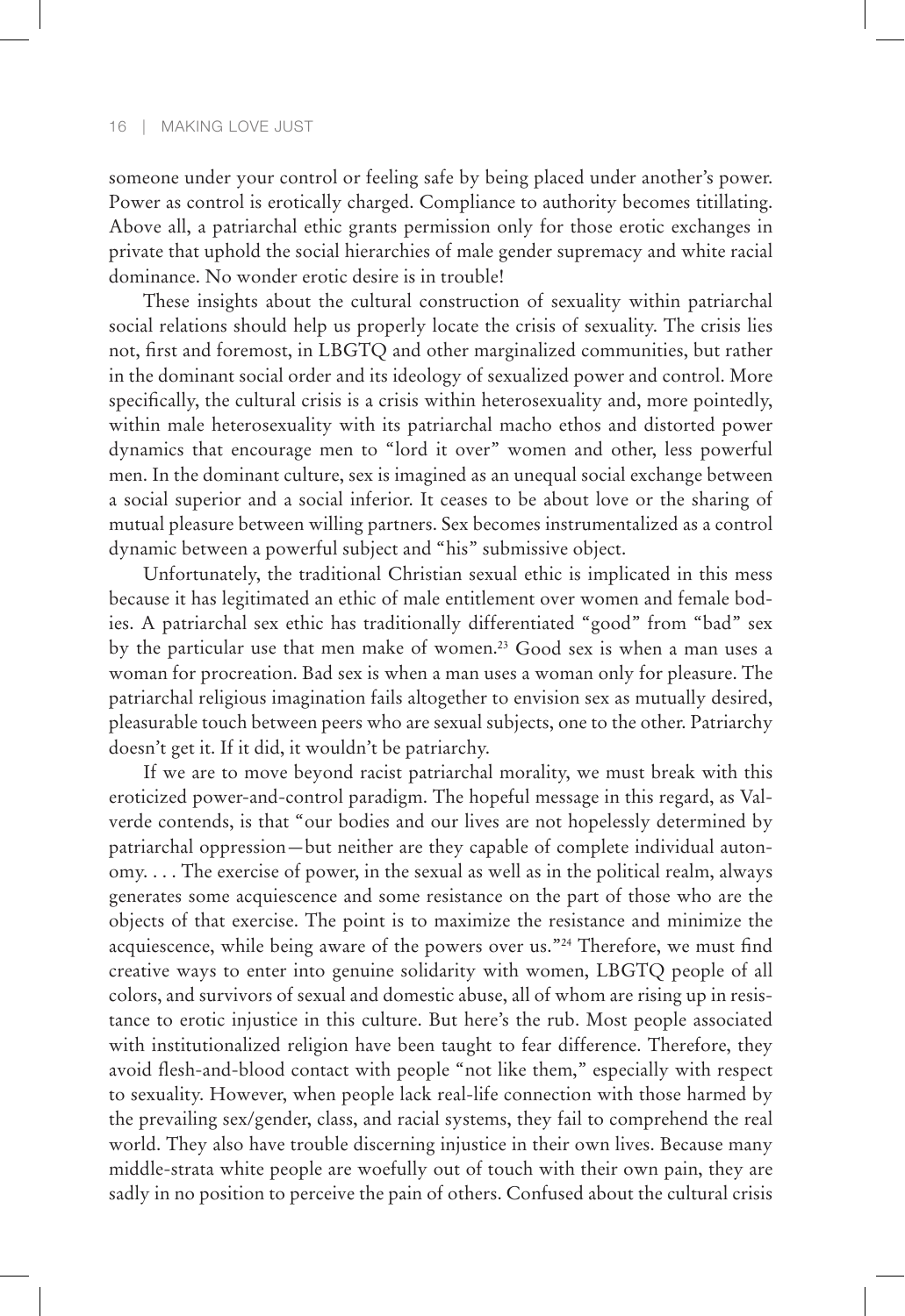someone under your control or feeling safe by being placed under another's power. Power as control is erotically charged. Compliance to authority becomes titillating. Above all, a patriarchal ethic grants permission only for those erotic exchanges in private that uphold the social hierarchies of male gender supremacy and white racial dominance. No wonder erotic desire is in trouble!

These insights about the cultural construction of sexuality within patriarchal social relations should help us properly locate the crisis of sexuality. The crisis lies not, first and foremost, in LBGTQ and other marginalized communities, but rather in the dominant social order and its ideology of sexualized power and control. More specifically, the cultural crisis is a crisis within heterosexuality and, more pointedly, within male heterosexuality with its patriarchal macho ethos and distorted power dynamics that encourage men to "lord it over" women and other, less powerful men. In the dominant culture, sex is imagined as an unequal social exchange between a social superior and a social inferior. It ceases to be about love or the sharing of mutual pleasure between willing partners. Sex becomes instrumentalized as a control dynamic between a powerful subject and "his" submissive object.

Unfortunately, the traditional Christian sexual ethic is implicated in this mess because it has legitimated an ethic of male entitlement over women and female bodies. A patriarchal sex ethic has traditionally differentiated "good" from "bad" sex by the particular use that men make of women.[23] Good sex is when a man uses a woman for procreation. Bad sex is when a man uses a woman only for pleasure. The patriarchal religious imagination fails altogether to envision sex as mutually desired, pleasurable touch between peers who are sexual subjects, one to the other. Patriarchy doesn't get it. If it did, it wouldn't be patriarchy.

If we are to move beyond racist patriarchal morality, we must break with this eroticized power-and-control paradigm. The hopeful message in this regard, as Valverde contends, is that "our bodies and our lives are not hopelessly determined by patriarchal oppression—but neither are they capable of complete individual autonomy. . . . The exercise of power, in the sexual as well as in the political realm, always generates some acquiescence and some resistance on the part of those who are the objects of that exercise. The point is to maximize the resistance and minimize the acquiescence, while being aware of the powers over us."[24] Therefore, we must find creative ways to enter into genuine solidarity with women, LBGTQ people of all colors, and survivors of sexual and domestic abuse, all of whom are rising up in resistance to erotic injustice in this culture. But here's the rub. Most people associated with institutionalized religion have been taught to fear difference. Therefore, they avoid flesh-and-blood contact with people "not like them," especially with respect to sexuality. However, when people lack real-life connection with those harmed by the prevailing sex/gender, class, and racial systems, they fail to comprehend the real world. They also have trouble discerning injustice in their own lives. Because many middle-strata white people are woefully out of touch with their own pain, they are sadly in no position to perceive the pain of others. Confused about the cultural crisis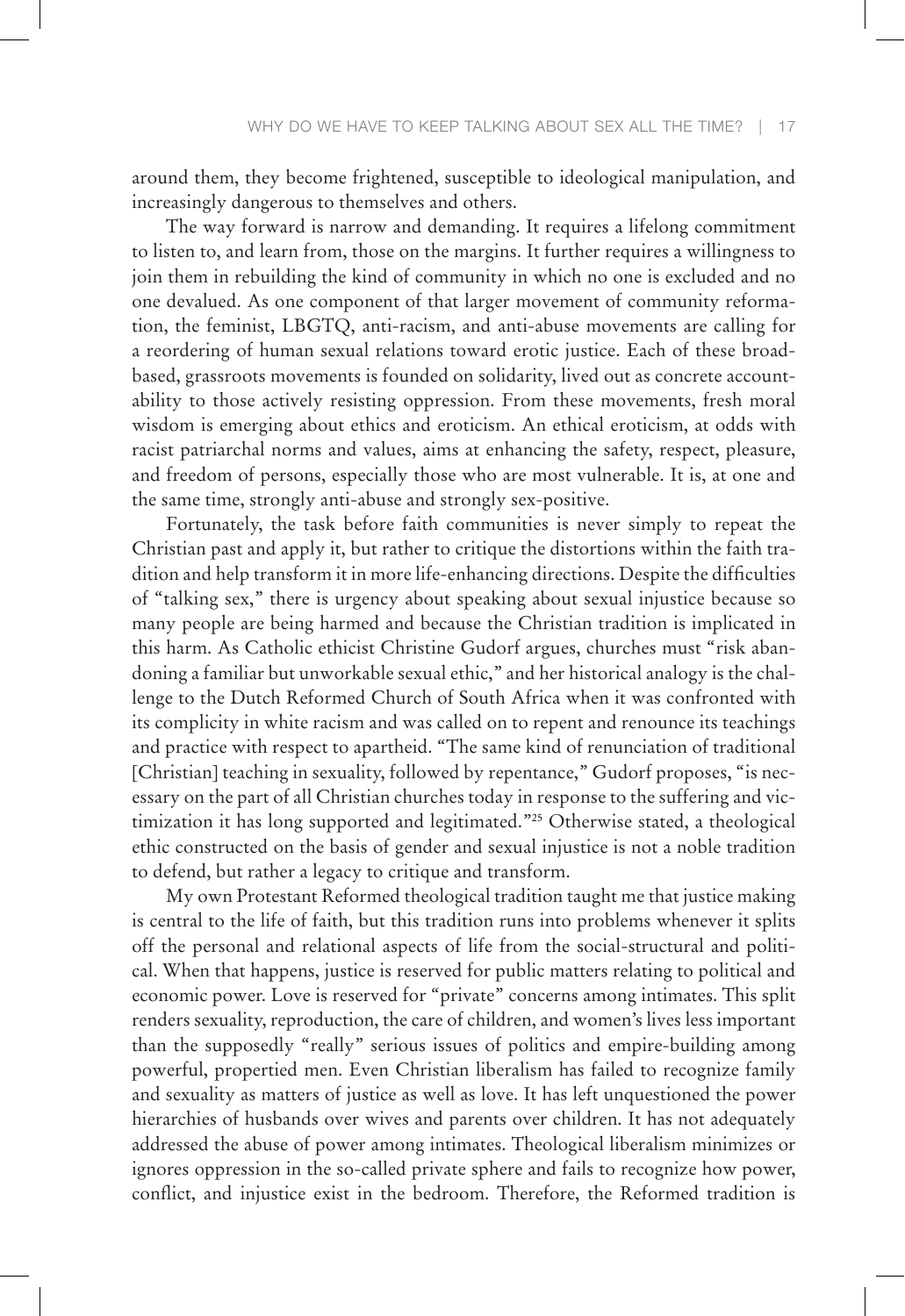around them, they become frightened, susceptible to ideological manipulation, and increasingly dangerous to themselves and others.

The way forward is narrow and demanding. It requires a lifelong commitment to listen to, and learn from, those on the margins. It further requires a willingness to join them in rebuilding the kind of community in which no one is excluded and no one devalued. As one component of that larger movement of community reformation, the feminist, LBGTQ, anti-racism, and anti-abuse movements are calling for a reordering of human sexual relations toward erotic justice. Each of these broad-based, grassroots movements is founded on solidarity, lived out as concrete accountability to those actively resisting oppression. From these movements, fresh moral wisdom is emerging about ethics and eroticism. An ethical eroticism, at odds with racist patriarchal norms and values, aims at enhancing the safety, respect, pleasure, and freedom of persons, especially those who are most vulnerable. It is, at one and the same time, strongly anti-abuse and strongly sex-positive.

Fortunately, the task before faith communities is never simply to repeat the Christian past and apply it, but rather to critique the distortions within the faith tradition and help transform it in more life-enhancing directions. Despite the difficulties of "talking sex," there is urgency about speaking about sexual injustice because so many people are being harmed and because the Christian tradition is implicated in this harm. As Catholic ethicist Christine Gudorf argues, churches must "risk abandoning a familiar but unworkable sexual ethic," and her historical analogy is the challenge to the Dutch Reformed Church of South Africa when it was confronted with its complicity in white racism and was called on to repent and renounce its teachings and practice with respect to apartheid. "The same kind of renunciation of traditional [Christian] teaching in sexuality, followed by repentance," Gudorf proposes, "is necessary on the part of all Christian churches today in response to the suffering and victimization it has long supported and legitimated."[25] Otherwise stated, a theological ethic constructed on the basis of gender and sexual injustice is not a noble tradition to defend, but rather a legacy to critique and transform.

My own Protestant Reformed theological tradition taught me that justice making is central to the life of faith, but this tradition runs into problems whenever it splits off the personal and relational aspects of life from the social-structural and political. When that happens, justice is reserved for public matters relating to political and economic power. Love is reserved for "private" concerns among intimates. This split renders sexuality, reproduction, the care of children, and women's lives less important than the supposedly "really" serious issues of politics and empire-building among powerful, propertied men. Even Christian liberalism has failed to recognize family and sexuality as matters of justice as well as love. It has left unquestioned the power hierarchies of husbands over wives and parents over children. It has not adequately addressed the abuse of power among intimates. Theological liberalism minimizes or ignores oppression in the so-called private sphere and fails to recognize how power, conflict, and injustice exist in the bedroom. Therefore, the Reformed tradition is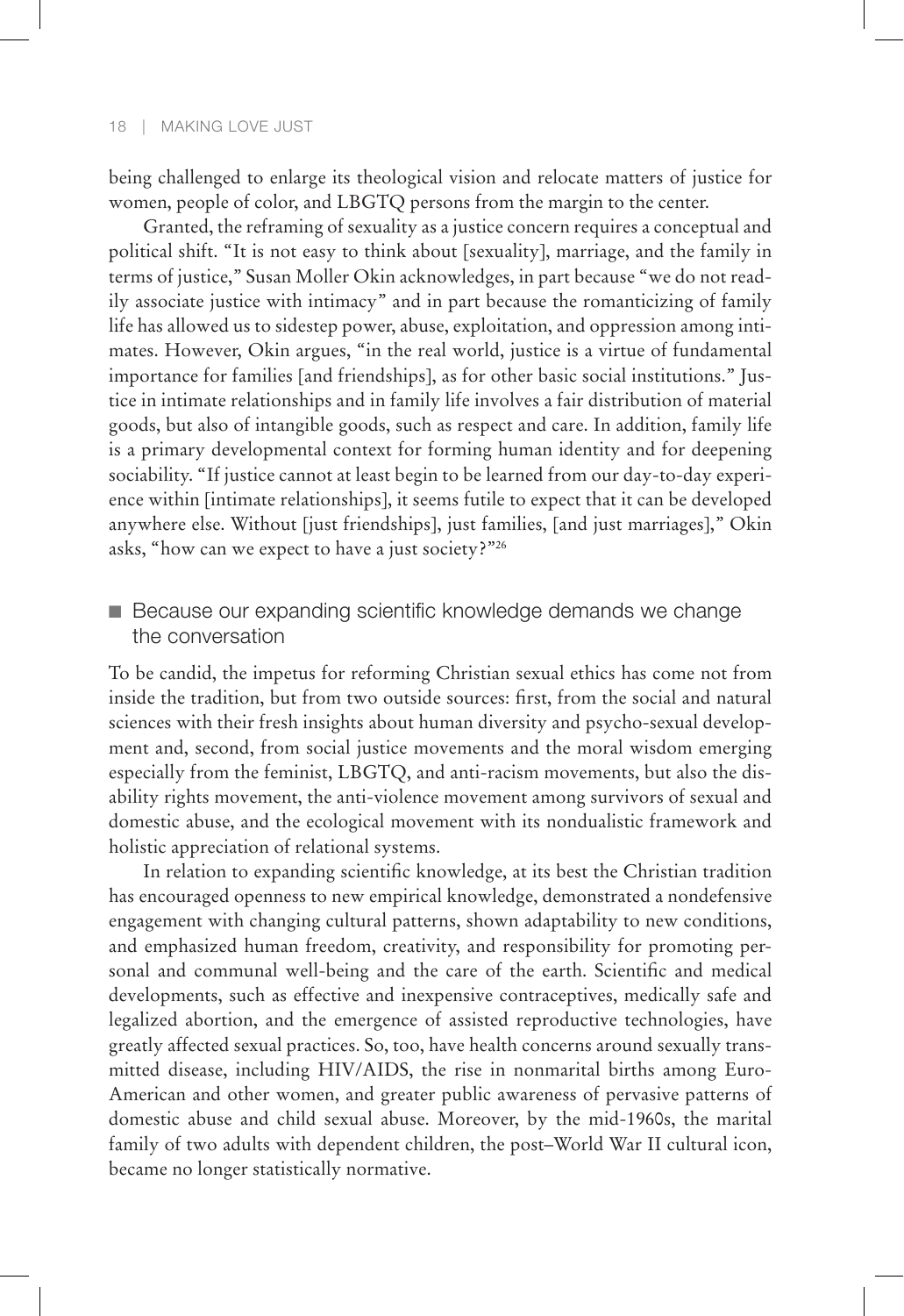being challenged to enlarge its theological vision and relocate matters of justice for women, people of color, and LBGTQ persons from the margin to the center.

Granted, the reframing of sexuality as a justice concern requires a conceptual and political shift. "It is not easy to think about [sexuality], marriage, and the family in terms of justice," Susan Moller Okin acknowledges, in part because "we do not readily associate justice with intimacy" and in part because the romanticizing of family life has allowed us to sidestep power, abuse, exploitation, and oppression among intimates. However, Okin argues, "in the real world, justice is a virtue of fundamental importance for families [and friendships], as for other basic social institutions." Justice in intimate relationships and in family life involves a fair distribution of material goods, but also of intangible goods, such as respect and care. In addition, family life is a primary developmental context for forming human identity and for deepening sociability. "If justice cannot at least begin to be learned from our day-to-day experience within [intimate relationships], it seems futile to expect that it can be developed anywhere else. Without [just friendships], just families, [and just marriages]," Okin asks, "how can we expect to have a just society?"[26]

## ■ Because our expanding scientific knowledge demands we change the conversation

To be candid, the impetus for reforming Christian sexual ethics has come not from inside the tradition, but from two outside sources: first, from the social and natural sciences with their fresh insights about human diversity and psycho-sexual development and, second, from social justice movements and the moral wisdom emerging especially from the feminist, LBGTQ, and anti-racism movements, but also the disability rights movement, the anti-violence movement among survivors of sexual and domestic abuse, and the ecological movement with its nondualistic framework and holistic appreciation of relational systems.

In relation to expanding scientific knowledge, at its best the Christian tradition has encouraged openness to new empirical knowledge, demonstrated a nondefensive engagement with changing cultural patterns, shown adaptability to new conditions, and emphasized human freedom, creativity, and responsibility for promoting personal and communal well-being and the care of the earth. Scientific and medical developments, such as effective and inexpensive contraceptives, medically safe and legalized abortion, and the emergence of assisted reproductive technologies, have greatly affected sexual practices. So, too, have health concerns around sexually transmitted disease, including HIV/AIDS, the rise in nonmarital births among Euro-American and other women, and greater public awareness of pervasive patterns of domestic abuse and child sexual abuse. Moreover, by the mid-1960s, the marital family of two adults with dependent children, the post–World War II cultural icon, became no longer statistically normative.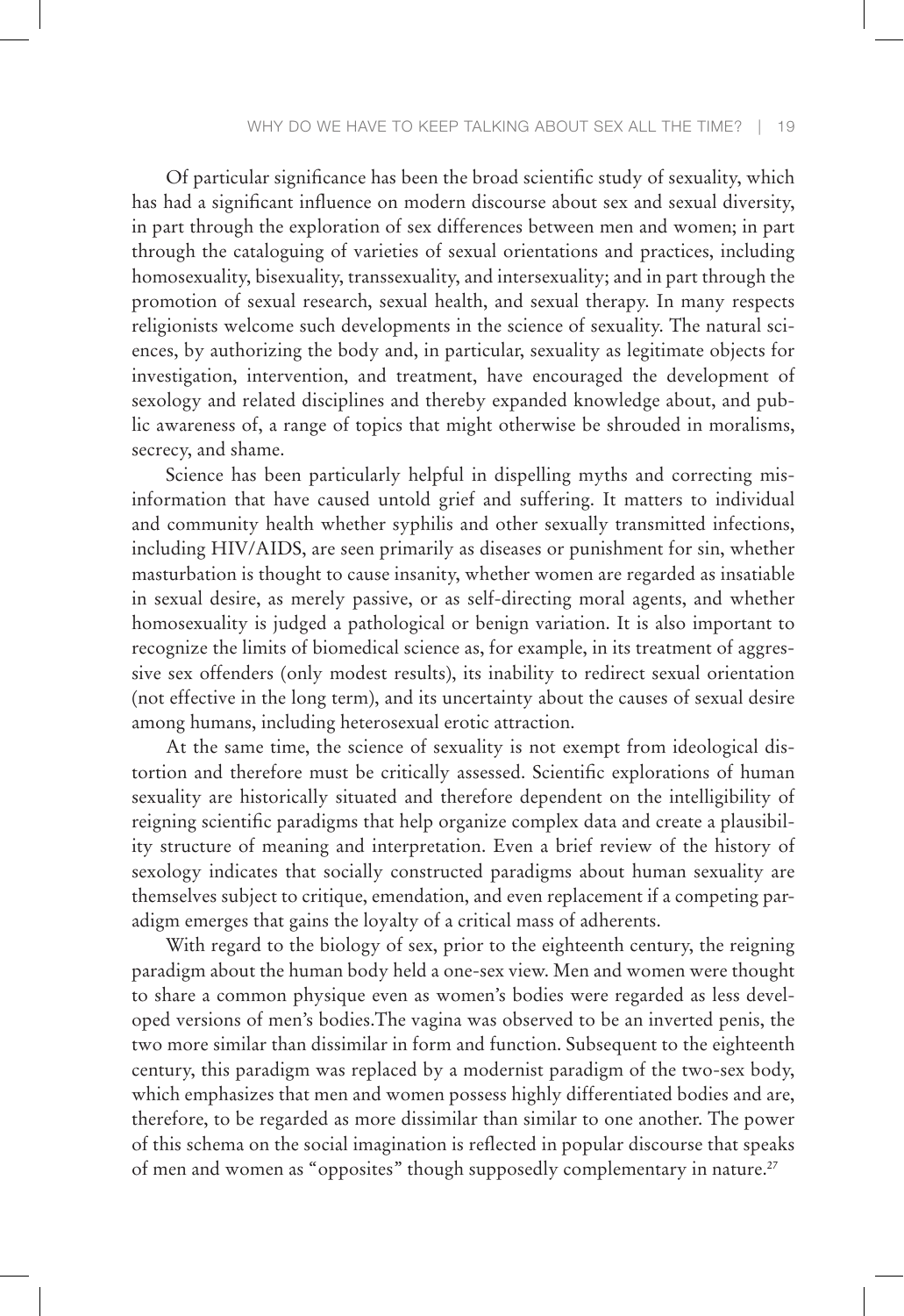Of particular significance has been the broad scientific study of sexuality, which has had a significant influence on modern discourse about sex and sexual diversity, in part through the exploration of sex differences between men and women; in part through the cataloguing of varieties of sexual orientations and practices, including homosexuality, bisexuality, transsexuality, and intersexuality; and in part through the promotion of sexual research, sexual health, and sexual therapy. In many respects religionists welcome such developments in the science of sexuality. The natural sciences, by authorizing the body and, in particular, sexuality as legitimate objects for investigation, intervention, and treatment, have encouraged the development of sexology and related disciplines and thereby expanded knowledge about, and public awareness of, a range of topics that might otherwise be shrouded in moralisms, secrecy, and shame.

Science has been particularly helpful in dispelling myths and correcting misinformation that have caused untold grief and suffering. It matters to individual and community health whether syphilis and other sexually transmitted infections, including HIV/AIDS, are seen primarily as diseases or punishment for sin, whether masturbation is thought to cause insanity, whether women are regarded as insatiable in sexual desire, as merely passive, or as self-directing moral agents, and whether homosexuality is judged a pathological or benign variation. It is also important to recognize the limits of biomedical science as, for example, in its treatment of aggressive sex offenders (only modest results), its inability to redirect sexual orientation (not effective in the long term), and its uncertainty about the causes of sexual desire among humans, including heterosexual erotic attraction.

At the same time, the science of sexuality is not exempt from ideological distortion and therefore must be critically assessed. Scientific explorations of human sexuality are historically situated and therefore dependent on the intelligibility of reigning scientific paradigms that help organize complex data and create a plausibility structure of meaning and interpretation. Even a brief review of the history of sexology indicates that socially constructed paradigms about human sexuality are themselves subject to critique, emendation, and even replacement if a competing paradigm emerges that gains the loyalty of a critical mass of adherents.

With regard to the biology of sex, prior to the eighteenth century, the reigning paradigm about the human body held a one-sex view. Men and women were thought to share a common physique even as women's bodies were regarded as less developed versions of men's bodies.The vagina was observed to be an inverted penis, the two more similar than dissimilar in form and function. Subsequent to the eighteenth century, this paradigm was replaced by a modernist paradigm of the two-sex body, which emphasizes that men and women possess highly differentiated bodies and are, therefore, to be regarded as more dissimilar than similar to one another. The power of this schema on the social imagination is reflected in popular discourse that speaks of men and women as "opposites" though supposedly complementary in nature.[27]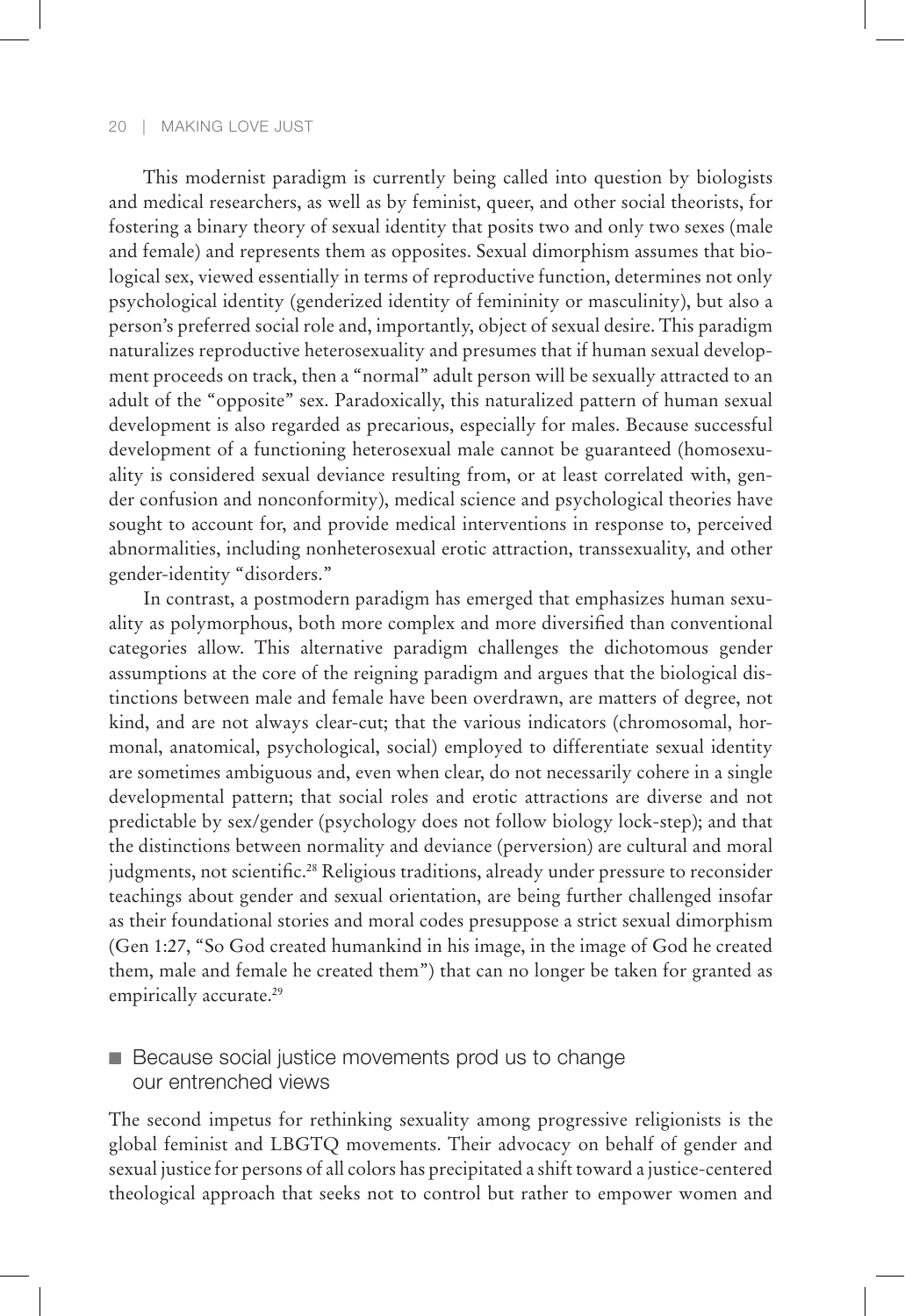This modernist paradigm is currently being called into question by biologists and medical researchers, as well as by feminist, queer, and other social theorists, for fostering a binary theory of sexual identity that posits two and only two sexes (male and female) and represents them as opposites. Sexual dimorphism assumes that biological sex, viewed essentially in terms of reproductive function, determines not only psychological identity (genderized identity of femininity or masculinity), but also a person's preferred social role and, importantly, object of sexual desire. This paradigm naturalizes reproductive heterosexuality and presumes that if human sexual development proceeds on track, then a "normal" adult person will be sexually attracted to an adult of the "opposite" sex. Paradoxically, this naturalized pattern of human sexual development is also regarded as precarious, especially for males. Because successful development of a functioning heterosexual male cannot be guaranteed (homosexuality is considered sexual deviance resulting from, or at least correlated with, gender confusion and nonconformity), medical science and psychological theories have sought to account for, and provide medical interventions in response to, perceived abnormalities, including nonheterosexual erotic attraction, transsexuality, and other gender-identity "disorders."

In contrast, a postmodern paradigm has emerged that emphasizes human sexuality as polymorphous, both more complex and more diversified than conventional categories allow. This alternative paradigm challenges the dichotomous gender assumptions at the core of the reigning paradigm and argues that the biological distinctions between male and female have been overdrawn, are matters of degree, not kind, and are not always clear-cut; that the various indicators (chromosomal, hormonal, anatomical, psychological, social) employed to differentiate sexual identity are sometimes ambiguous and, even when clear, do not necessarily cohere in a single developmental pattern; that social roles and erotic attractions are diverse and not predictable by sex/gender (psychology does not follow biology lock-step); and that the distinctions between normality and deviance (perversion) are cultural and moral judgments, not scientific.[28] Religious traditions, already under pressure to reconsider teachings about gender and sexual orientation, are being further challenged insofar as their foundational stories and moral codes presuppose a strict sexual dimorphism (Gen 1:27, "So God created humankind in his image, in the image of God he created them, male and female he created them") that can no longer be taken for granted as empirically accurate.[29]

## Because social justice movements prod us to change our entrenched views

The second impetus for rethinking sexuality among progressive religionists is the global feminist and LBGTQ movements. Their advocacy on behalf of gender and sexual justice for persons of all colors has precipitated a shift toward a justice-centered theological approach that seeks not to control but rather to empower women and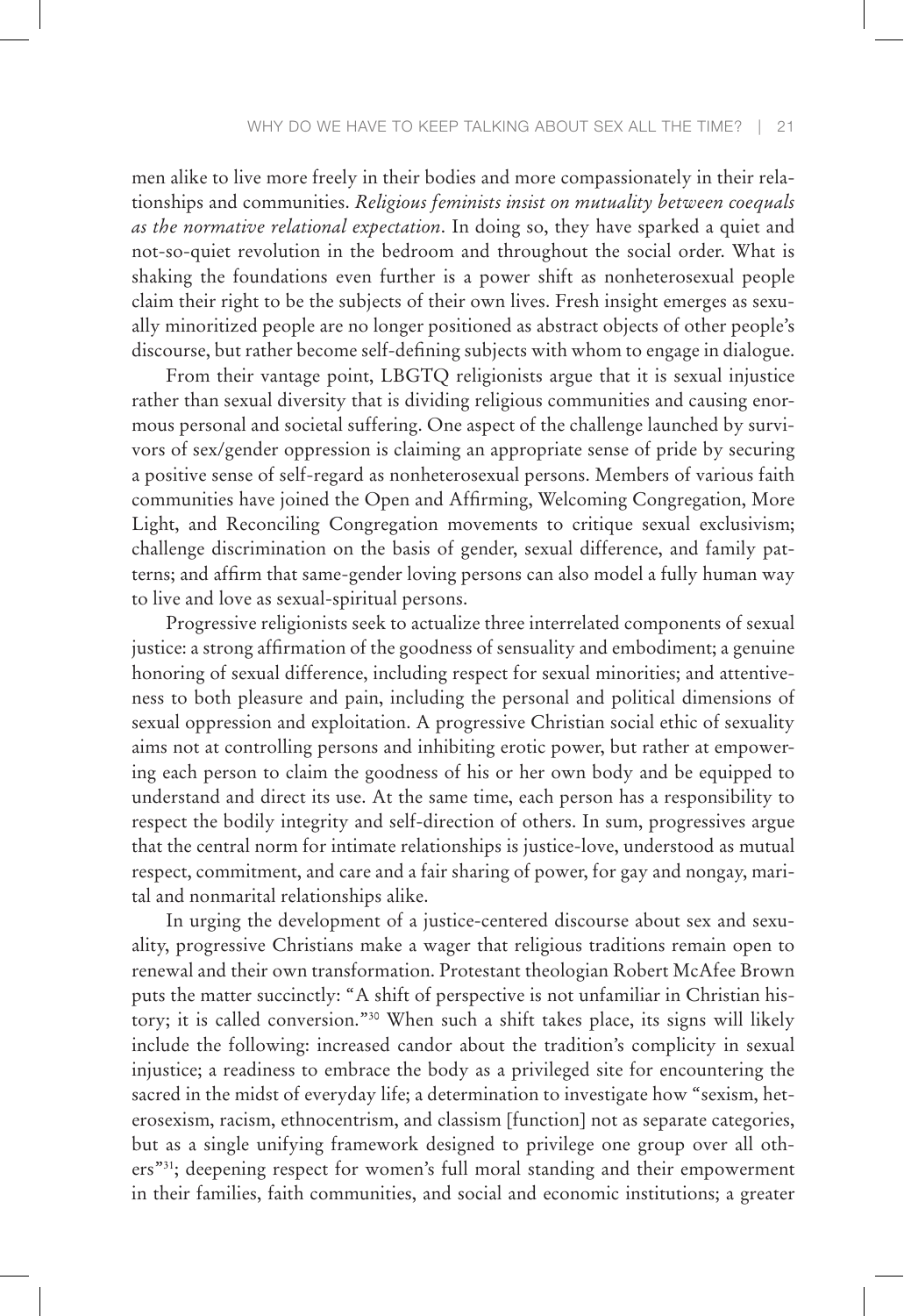men alike to live more freely in their bodies and more compassionately in their relationships and communities. *Religious feminists insist on mutuality between coequals as the normative relational expectation*. In doing so, they have sparked a quiet and not-so-quiet revolution in the bedroom and throughout the social order. What is shaking the foundations even further is a power shift as nonheterosexual people claim their right to be the subjects of their own lives. Fresh insight emerges as sexually minoritized people are no longer positioned as abstract objects of other people's discourse, but rather become self-defining subjects with whom to engage in dialogue.

From their vantage point, LBGTQ religionists argue that it is sexual injustice rather than sexual diversity that is dividing religious communities and causing enormous personal and societal suffering. One aspect of the challenge launched by survivors of sex/gender oppression is claiming an appropriate sense of pride by securing a positive sense of self-regard as nonheterosexual persons. Members of various faith communities have joined the Open and Affirming, Welcoming Congregation, More Light, and Reconciling Congregation movements to critique sexual exclusivism; challenge discrimination on the basis of gender, sexual difference, and family patterns; and affirm that same-gender loving persons can also model a fully human way to live and love as sexual-spiritual persons.

Progressive religionists seek to actualize three interrelated components of sexual justice: a strong affirmation of the goodness of sensuality and embodiment; a genuine honoring of sexual difference, including respect for sexual minorities; and attentiveness to both pleasure and pain, including the personal and political dimensions of sexual oppression and exploitation. A progressive Christian social ethic of sexuality aims not at controlling persons and inhibiting erotic power, but rather at empowering each person to claim the goodness of his or her own body and be equipped to understand and direct its use. At the same time, each person has a responsibility to respect the bodily integrity and self-direction of others. In sum, progressives argue that the central norm for intimate relationships is justice-love, understood as mutual respect, commitment, and care and a fair sharing of power, for gay and nongay, marital and nonmarital relationships alike.

In urging the development of a justice-centered discourse about sex and sexuality, progressive Christians make a wager that religious traditions remain open to renewal and their own transformation. Protestant theologian Robert McAfee Brown puts the matter succinctly: "A shift of perspective is not unfamiliar in Christian history; it is called conversion."[30] When such a shift takes place, its signs will likely include the following: increased candor about the tradition's complicity in sexual injustice; a readiness to embrace the body as a privileged site for encountering the sacred in the midst of everyday life; a determination to investigate how "sexism, heterosexism, racism, ethnocentrism, and classism [function] not as separate categories, but as a single unifying framework designed to privilege one group over all others"[31]; deepening respect for women's full moral standing and their empowerment in their families, faith communities, and social and economic institutions; a greater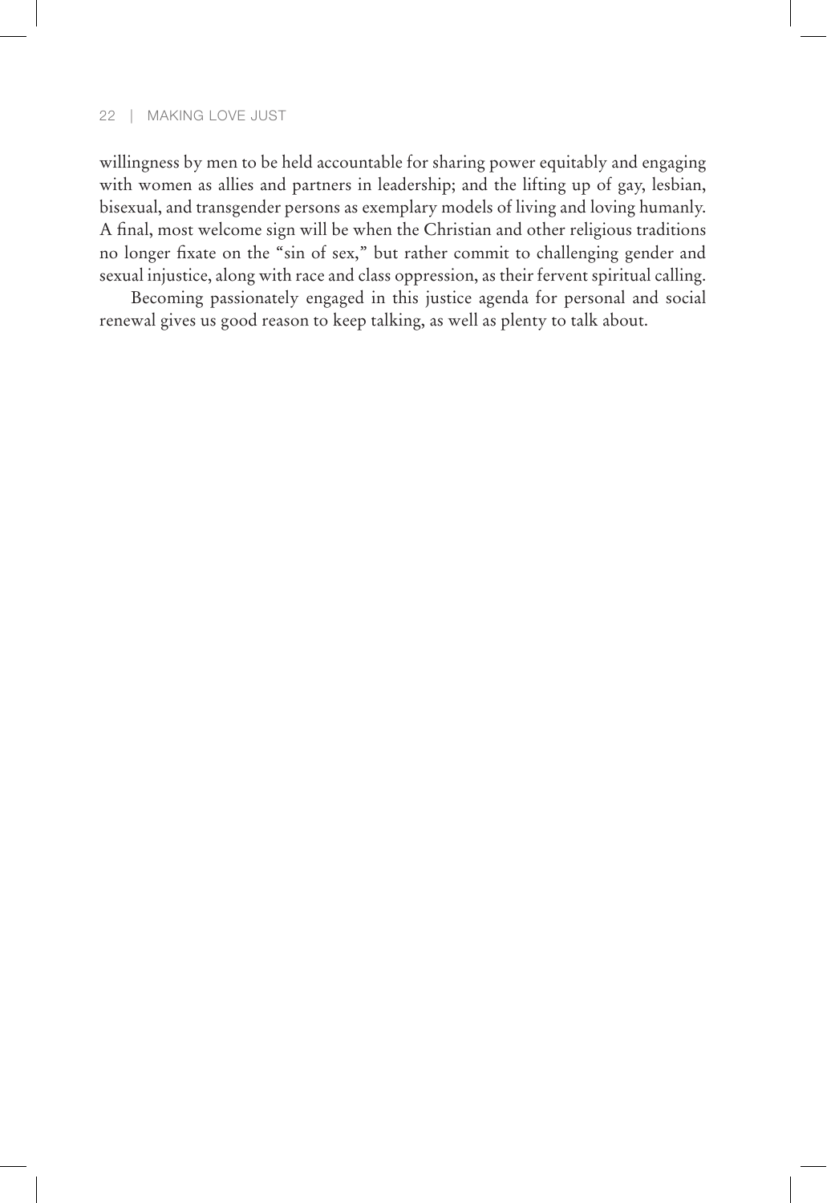willingness by men to be held accountable for sharing power equitably and engaging with women as allies and partners in leadership; and the lifting up of gay, lesbian, bisexual, and transgender persons as exemplary models of living and loving humanly. A final, most welcome sign will be when the Christian and other religious traditions no longer fixate on the "sin of sex," but rather commit to challenging gender and sexual injustice, along with race and class oppression, as their fervent spiritual calling.

Becoming passionately engaged in this justice agenda for personal and social renewal gives us good reason to keep talking, as well as plenty to talk about.